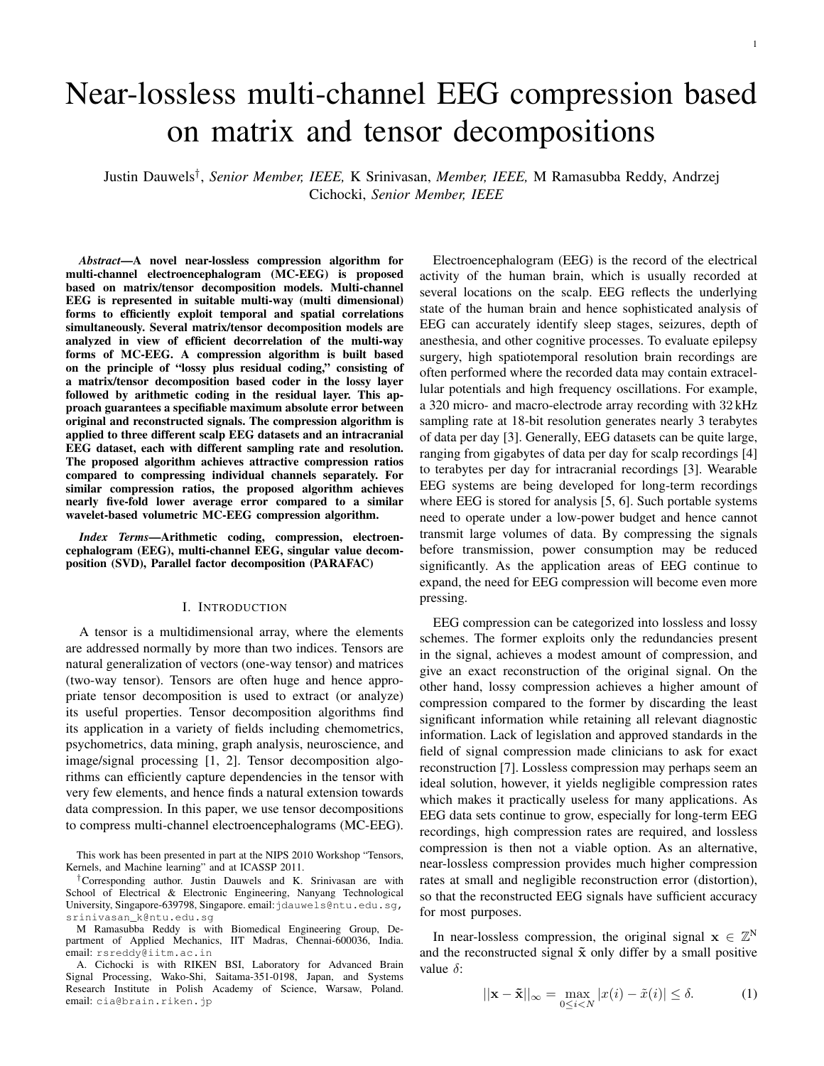# Near-lossless multi-channel EEG compression based on matrix and tensor decompositions

Justin Dauwels[†], *Senior Member, IEEE,* K Srinivasan, *Member, IEEE,* M Ramasubba Reddy, Andrzej Cichocki, *Senior Member, IEEE*

***Abstract*—A novel near-lossless compression algorithm for multi-channel electroencephalogram (MC-EEG) is proposed based on matrix/tensor decomposition models. Multi-channel EEG is represented in suitable multi-way (multi dimensional) forms to efficiently exploit temporal and spatial correlations simultaneously. Several matrix/tensor decomposition models are analyzed in view of efficient decorrelation of the multi-way forms of MC-EEG. A compression algorithm is built based on the principle of "lossy plus residual coding," consisting of a matrix/tensor decomposition based coder in the lossy layer followed by arithmetic coding in the residual layer. This approach guarantees a specifiable maximum absolute error between original and reconstructed signals. The compression algorithm is applied to three different scalp EEG datasets and an intracranial EEG dataset, each with different sampling rate and resolution. The proposed algorithm achieves attractive compression ratios compared to compressing individual channels separately. For similar compression ratios, the proposed algorithm achieves nearly five-fold lower average error compared to a similar wavelet-based volumetric MC-EEG compression algorithm.**

***Index Terms*—Arithmetic coding, compression, electroencephalogram (EEG), multi-channel EEG, singular value decomposition (SVD), Parallel factor decomposition (PARAFAC)**

## I. Introduction

A tensor is a multidimensional array, where the elements are addressed normally by more than two indices. Tensors are natural generalization of vectors (one-way tensor) and matrices (two-way tensor). Tensors are often huge and hence appropriate tensor decomposition is used to extract (or analyze) its useful properties. Tensor decomposition algorithms find its application in a variety of fields including chemometrics, psychometrics, data mining, graph analysis, neuroscience, and image/signal processing [1, 2]. Tensor decomposition algorithms can efficiently capture dependencies in the tensor with very few elements, and hence finds a natural extension towards data compression. In this paper, we use tensor decompositions to compress multi-channel electroencephalograms (MC-EEG).

Electroencephalogram (EEG) is the record of the electrical activity of the human brain, which is usually recorded at several locations on the scalp. EEG reflects the underlying state of the human brain and hence sophisticated analysis of EEG can accurately identify sleep stages, seizures, depth of anesthesia, and other cognitive processes. To evaluate epilepsy surgery, high spatiotemporal resolution brain recordings are often performed where the recorded data may contain extracellular potentials and high frequency oscillations. For example, a 320 micro- and macro-electrode array recording with 32 kHz sampling rate at 18-bit resolution generates nearly 3 terabytes of data per day [3]. Generally, EEG datasets can be quite large, ranging from gigabytes of data per day for scalp recordings [4] to terabytes per day for intracranial recordings [3]. Wearable EEG systems are being developed for long-term recordings where EEG is stored for analysis [5, 6]. Such portable systems need to operate under a low-power budget and hence cannot transmit large volumes of data. By compressing the signals before transmission, power consumption may be reduced significantly. As the application areas of EEG continue to expand, the need for EEG compression will become even more pressing.

EEG compression can be categorized into lossless and lossy schemes. The former exploits only the redundancies present in the signal, achieves a modest amount of compression, and give an exact reconstruction of the original signal. On the other hand, lossy compression achieves a higher amount of compression compared to the former by discarding the least significant information while retaining all relevant diagnostic information. Lack of legislation and approved standards in the field of signal compression made clinicians to ask for exact reconstruction [7]. Lossless compression may perhaps seem an ideal solution, however, it yields negligible compression rates which makes it practically useless for many applications. As EEG data sets continue to grow, especially for long-term EEG recordings, high compression rates are required, and lossless compression is then not a viable option. As an alternative, near-lossless compression provides much higher compression rates at small and negligible reconstruction error (distortion), so that the reconstructed EEG signals have sufficient accuracy for most purposes.

In near-lossless compression, the original signal $\mathbf{x} \in \mathbb{Z}^{N}$ and the reconstructed signal $\tilde{\mathbf{x}}$ only differ by a small positive value $\delta$:

$$||\mathbf{x} - \tilde{\mathbf{x}}||_{\infty} = \max_{0 \leq i < N} |x(i) - \tilde{x}(i)| \leq \delta. \tag{1}$$

This work has been presented in part at the NIPS 2010 Workshop "Tensors, Kernels, and Machine learning" and at ICASSP 2011.

[†]Corresponding author. Justin Dauwels and K. Srinivasan are with School of Electrical & Electronic Engineering, Nanyang Technological University, Singapore-639798, Singapore. email: jdauwels@ntu.edu.sg, srinivasan_k@ntu.edu.sg

M Ramasubba Reddy is with Biomedical Engineering Group, Department of Applied Mechanics, IIT Madras, Chennai-600036, India. email: rsreddy@iitm.ac.in

A. Cichocki is with RIKEN BSI, Laboratory for Advanced Brain Signal Processing, Wako-Shi, Saitama-351-0198, Japan, and Systems Research Institute in Polish Academy of Science, Warsaw, Poland. email: cia@brain.riken.jp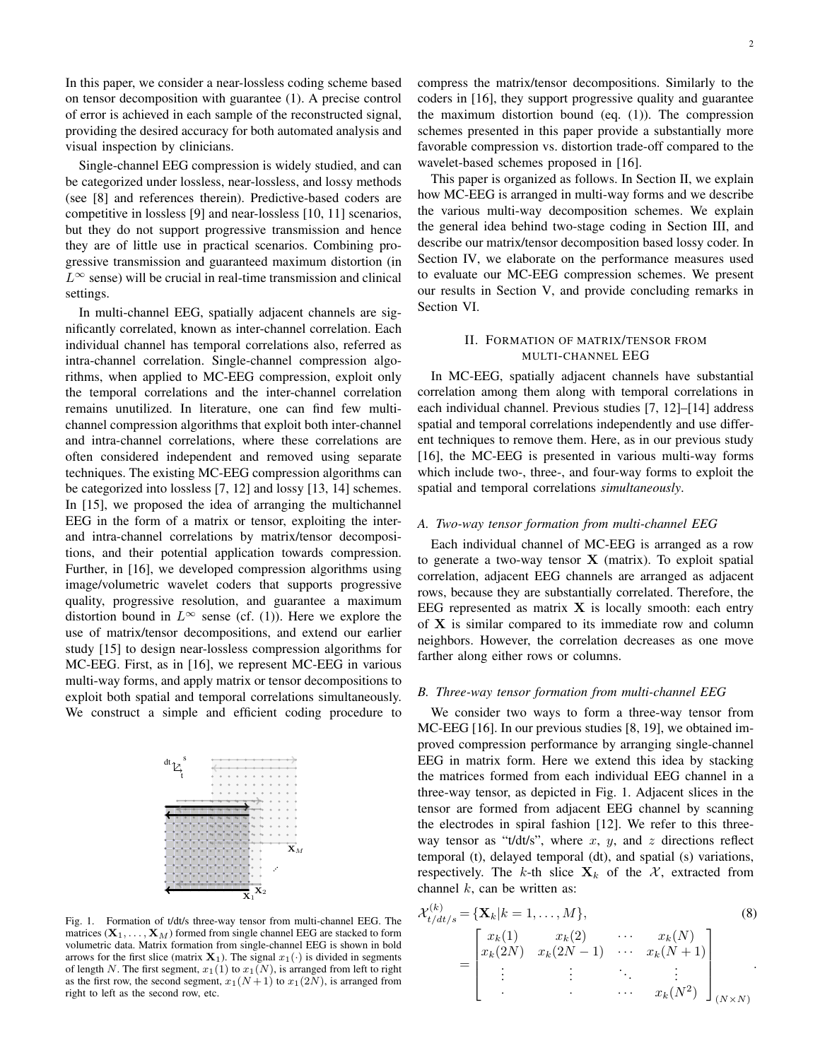In this paper, we consider a near-lossless coding scheme based on tensor decomposition with guarantee (1). A precise control of error is achieved in each sample of the reconstructed signal, providing the desired accuracy for both automated analysis and visual inspection by clinicians.

Single-channel EEG compression is widely studied, and can be categorized under lossless, near-lossless, and lossy methods (see [8] and references therein). Predictive-based coders are competitive in lossless [9] and near-lossless [10, 11] scenarios, but they do not support progressive transmission and hence they are of little use in practical scenarios. Combining progressive transmission and guaranteed maximum distortion (in $L^{\infty}$ sense) will be crucial in real-time transmission and clinical settings.

In multi-channel EEG, spatially adjacent channels are significantly correlated, known as inter-channel correlation. Each individual channel has temporal correlations also, referred as intra-channel correlation. Single-channel compression algorithms, when applied to MC-EEG compression, exploit only the temporal correlations and the inter-channel correlation remains unutilized. In literature, one can find few multi-channel compression algorithms that exploit both inter-channel and intra-channel correlations, where these correlations are often considered independent and removed using separate techniques. The existing MC-EEG compression algorithms can be categorized into lossless [7, 12] and lossy [13, 14] schemes. In [15], we proposed the idea of arranging the multichannel EEG in the form of a matrix or tensor, exploiting the inter- and intra-channel correlations by matrix/tensor decompositions, and their potential application towards compression. Further, in [16], we developed compression algorithms using image/volumetric wavelet coders that supports progressive quality, progressive resolution, and guarantee a maximum distortion bound in $L^{\infty}$ sense (cf. (1)). Here we explore the use of matrix/tensor decompositions, and extend our earlier study [15] to design near-lossless compression algorithms for MC-EEG. First, as in [16], we represent MC-EEG in various multi-way forms, and apply matrix or tensor decompositions to exploit both spatial and temporal correlations simultaneously. We construct a simple and efficient coding procedure to compress the matrix/tensor decompositions. Similarly to the coders in [16], they support progressive quality and guarantee the maximum distortion bound (eq. (1)). The compression schemes presented in this paper provide a substantially more favorable compression vs. distortion trade-off compared to the wavelet-based schemes proposed in [16].

This paper is organized as follows. In Section II, we explain how MC-EEG is arranged in multi-way forms and we describe the various multi-way decomposition schemes. We explain the general idea behind two-stage coding in Section III, and describe our matrix/tensor decomposition based lossy coder. In Section IV, we elaborate on the performance measures used to evaluate our MC-EEG compression schemes. We present our results in Section V, and provide concluding remarks in Section VI.

Fig. 1. Formation of t/dt/s three-way tensor from multi-channel EEG. The matrices ($\mathbf{X}_1, \ldots, \mathbf{X}_M$) formed from single channel EEG are stacked to form volumetric data. Matrix formation from single-channel EEG is shown in bold arrows for the first slice (matrix $\mathbf{X}_1$). The signal $x_1(\cdot)$ is divided in segments of length $N$. The first segment, $x_1(1)$ to $x_1(N)$, is arranged from left to right as the first row, the second segment, $x_1(N+1)$ to $x_1(2N)$, is arranged from right to left as the second row, etc.

## II. Formation of matrix/tensor from multi-channel EEG

In MC-EEG, spatially adjacent channels have substantial correlation among them along with temporal correlations in each individual channel. Previous studies [7, 12]–[14] address spatial and temporal correlations independently and use different techniques to remove them. Here, as in our previous study [16], the MC-EEG is presented in various multi-way forms which include two-, three-, and four-way forms to exploit the spatial and temporal correlations *simultaneously*.

### A. Two-way tensor formation from multi-channel EEG

Each individual channel of MC-EEG is arranged as a row to generate a two-way tensor $\mathbf{X}$ (matrix). To exploit spatial correlation, adjacent EEG channels are arranged as adjacent rows, because they are substantially correlated. Therefore, the EEG represented as matrix $\mathbf{X}$ is locally smooth: each entry of $\mathbf{X}$ is similar compared to its immediate row and column neighbors. However, the correlation decreases as one move farther along either rows or columns.

### B. Three-way tensor formation from multi-channel EEG

We consider two ways to form a three-way tensor from MC-EEG [16]. In our previous studies [8, 19], we obtained improved compression performance by arranging single-channel EEG in matrix form. Here we extend this idea by stacking the matrices formed from each individual EEG channel in a three-way tensor, as depicted in Fig. 1. Adjacent slices in the tensor are formed from adjacent EEG channel by scanning the electrodes in spiral fashion [12]. We refer to this three-way tensor as "t/dt/s", where $x$, $y$, and $z$ directions reflect temporal (t), delayed temporal (dt), and spatial (s) variations, respectively. The $k$-th slice $\mathbf{X}_k$ of the $\mathcal{X}$, extracted from channel $k$, can be written as:

$$
\begin{aligned}
\mathcal{X}_{t/dt/s}^{(k)} &= \{\mathbf{X}_k | k = 1, \ldots, M\}, \qquad (8) \\
&= \begin{bmatrix} x_k(1) & x_k(2) & \cdots & x_k(N) \\ x_k(2N) & x_k(2N-1) & \cdots & x_k(N+1) \\ \vdots & \vdots & \ddots & \vdots \\ . & . & \cdots & x_k(N^2) \end{bmatrix}_{(N \times N)} .
\end{aligned}
$$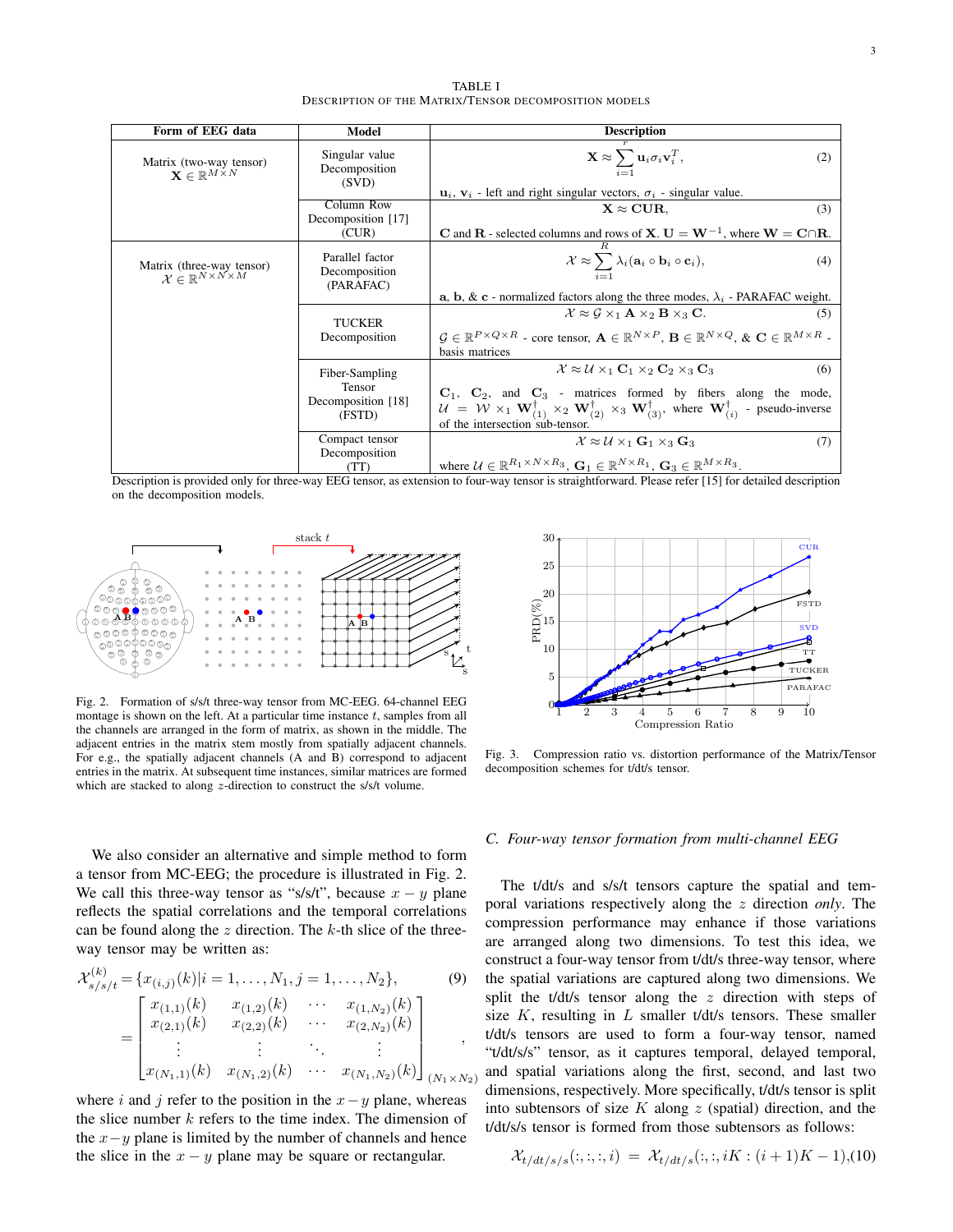TABLE I
DESCRIPTION OF THE MATRIX/TENSOR DECOMPOSITION MODELS

| Form of EEG data | Model | Description |
|---|---|---|
| Matrix (two-way tensor) $\mathbf{X} \in \mathbb{R}^{M \times N}$ | Singular value Decomposition (SVD) | $$\mathbf{X} \approx \sum_{i=1}^{r} \mathbf{u}_i \sigma_i \mathbf{v}_i^T, \quad (2)$$ $\mathbf{u}_i$, $\mathbf{v}_i$ - left and right singular vectors, $\sigma_i$ - singular value. |
| | Column Row Decomposition [17] (CUR) | $$\mathbf{X} \approx \mathbf{CUR}, \quad (3)$$ $\mathbf{C}$ and $\mathbf{R}$ - selected columns and rows of $\mathbf{X}$. $\mathbf{U} = \mathbf{W}^{-1}$, where $\mathbf{W} = \mathbf{C} \cap \mathbf{R}$. |
| Matrix (three-way tensor) $\mathcal{X} \in \mathbb{R}^{N \times N \times M}$ | Parallel factor Decomposition (PARAFAC) | $$\mathcal{X} \approx \sum_{i=1}^{R} \lambda_i (\mathbf{a}_i \circ \mathbf{b}_i \circ \mathbf{c}_i), \quad (4)$$ $\mathbf{a}$, $\mathbf{b}$, & $\mathbf{c}$ - normalized factors along the three modes, $\lambda_i$ - PARAFAC weight. |
| | TUCKER Decomposition | $$\mathcal{X} \approx \mathcal{G} \times_1 \mathbf{A} \times_2 \mathbf{B} \times_3 \mathbf{C}. \quad (5)$$ $\mathcal{G} \in \mathbb{R}^{P \times Q \times R}$ - core tensor, $\mathbf{A} \in \mathbb{R}^{N \times P}$, $\mathbf{B} \in \mathbb{R}^{N \times Q}$, & $\mathbf{C} \in \mathbb{R}^{M \times R}$ - basis matrices |
| | Fiber-Sampling Tensor Decomposition [18] (FSTD) | $$\mathcal{X} \approx \mathcal{U} \times_1 \mathbf{C}_1 \times_2 \mathbf{C}_2 \times_3 \mathbf{C}_3 \quad (6)$$ $\mathbf{C}_1$, $\mathbf{C}_2$, and $\mathbf{C}_3$ - matrices formed by fibers along the mode, $\mathcal{U} = \mathcal{W} \times_1 \mathbf{W}_{(1)}^{\dagger} \times_2 \mathbf{W}_{(2)}^{\dagger} \times_3 \mathbf{W}_{(3)}^{\dagger}$, where $\mathbf{W}_{(i)}^{\dagger}$ - pseudo-inverse of the intersection sub-tensor. |
| | Compact tensor Decomposition (TT) | $$\mathcal{X} \approx \mathcal{U} \times_1 \mathbf{G}_1 \times_3 \mathbf{G}_3 \quad (7)$$ where $\mathcal{U} \in \mathbb{R}^{R_1 \times N \times R_3}$, $\mathbf{G}_1 \in \mathbb{R}^{N \times R_1}$, $\mathbf{G}_3 \in \mathbb{R}^{M \times R_3}$. |

Description is provided only for three-way EEG tensor, as extension to four-way tensor is straightforward. Please refer [15] for detailed description on the decomposition models.

Fig. 2. Formation of s/s/t three-way tensor from MC-EEG. 64-channel EEG montage is shown on the left. At a particular time instance $t$, samples from all the channels are arranged in the form of matrix, as shown in the middle. The adjacent entries in the matrix stem mostly from spatially adjacent channels. For e.g., the spatially adjacent channels (A and B) correspond to adjacent entries in the matrix. At subsequent time instances, similar matrices are formed which are stacked to along $z$-direction to construct the s/s/t volume.

Fig. 3. Compression ratio vs. distortion performance of the Matrix/Tensor decomposition schemes for t/dt/s tensor.

We also consider an alternative and simple method to form a tensor from MC-EEG; the procedure is illustrated in Fig. 2. We call this three-way tensor as "s/s/t", because $x-y$ plane reflects the spatial correlations and the temporal correlations can be found along the $z$ direction. The $k$-th slice of the three-way tensor may be written as:

$$\mathcal{X}_{s/s/t}^{(k)} = \{x_{(i,j)}(k) | i = 1, \ldots, N_1, j = 1, \ldots, N_2\}, \quad (9)$$
$$= \begin{bmatrix} x_{(1,1)}(k) & x_{(1,2)}(k) & \cdots & x_{(1,N_2)}(k) \\ x_{(2,1)}(k) & x_{(2,2)}(k) & \cdots & x_{(2,N_2)}(k) \\ \vdots & \vdots & \ddots & \vdots \\ x_{(N_1,1)}(k) & x_{(N_1,2)}(k) & \cdots & x_{(N_1,N_2)}(k) \end{bmatrix}_{(N_1 \times N_2)},$$

where $i$ and $j$ refer to the position in the $x-y$ plane, whereas the slice number $k$ refers to the time index. The dimension of the $x-y$ plane is limited by the number of channels and hence the slice in the $x-y$ plane may be square or rectangular.

### C. Four-way tensor formation from multi-channel EEG

The t/dt/s and s/s/t tensors capture the spatial and temporal variations respectively along the $z$ direction *only*. The compression performance may enhance if those variations are arranged along two dimensions. To test this idea, we construct a four-way tensor from t/dt/s three-way tensor, where the spatial variations are captured along two dimensions. We split the t/dt/s tensor along the $z$ direction with steps of size $K$, resulting in $L$ smaller t/dt/s tensors. These smaller t/dt/s tensors are used to form a four-way tensor, named "t/dt/s/s" tensor, as it captures temporal, delayed temporal, and spatial variations along the first, second, and last two dimensions, respectively. More specifically, t/dt/s tensor is split into subtensors of size $K$ along $z$ (spatial) direction, and the t/dt/s/s tensor is formed from those subtensors as follows:

$$\mathcal{X}_{t/dt/s/s}(:,:,:,i) = \mathcal{X}_{t/dt/s}(:,:,iK:(i+1)K-1), \quad (10)$$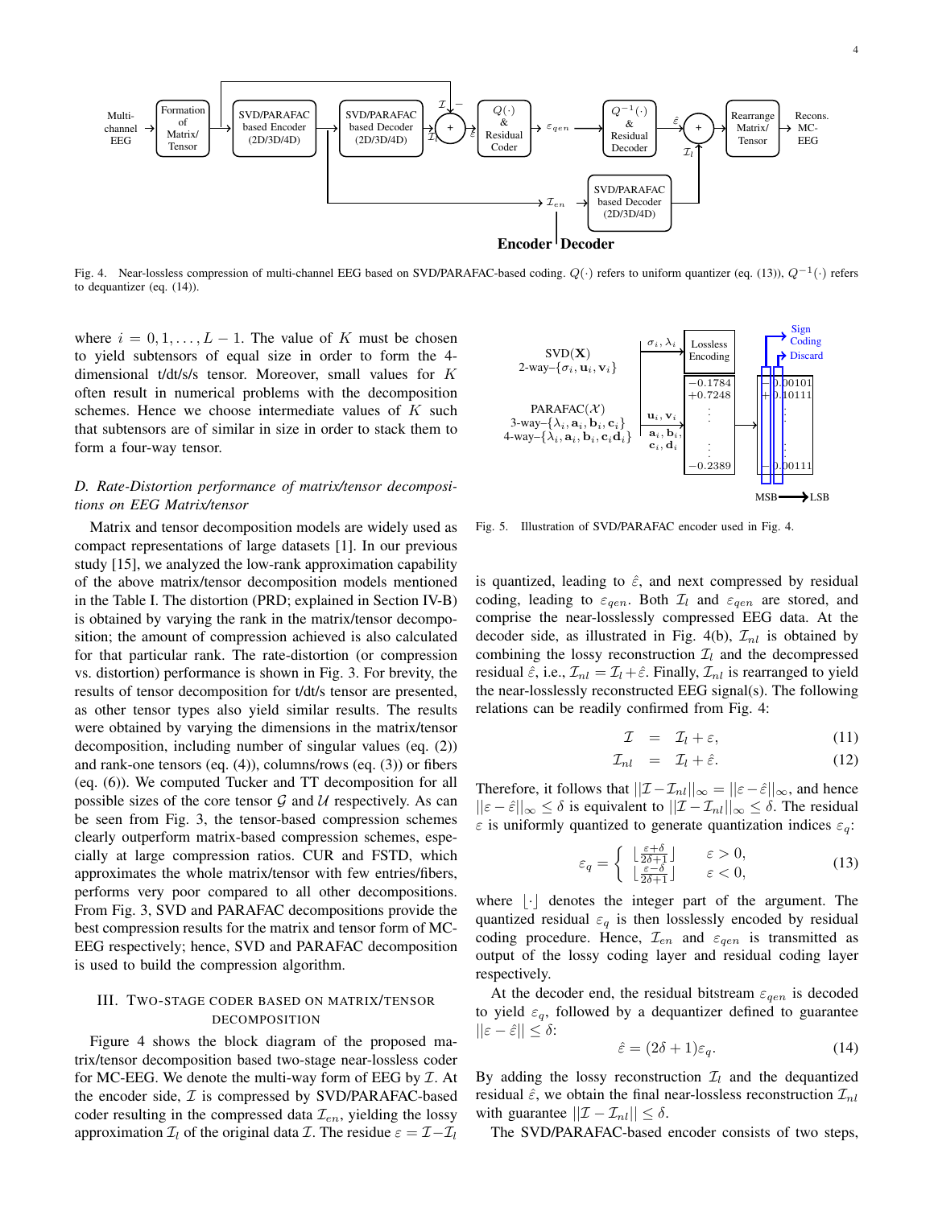Fig. 4. Near-lossless compression of multi-channel EEG based on SVD/PARAFAC-based coding. $Q(\cdot)$ refers to uniform quantizer (eq. (13)), $Q^{-1}(\cdot)$ refers to dequantizer (eq. (14)).

where $i = 0, 1, \ldots, L-1$. The value of $K$ must be chosen to yield subtensors of equal size in order to form the 4-dimensional t/dt/s/s tensor. Moreover, small values for $K$ often result in numerical problems with the decomposition schemes. Hence we choose intermediate values of $K$ such that subtensors are of similar in size in order to stack them to form a four-way tensor.

### *D. Rate-Distortion performance of matrix/tensor decompositions on EEG Matrix/tensor*

Matrix and tensor decomposition models are widely used as compact representations of large datasets [1]. In our previous study [15], we analyzed the low-rank approximation capability of the above matrix/tensor decomposition models mentioned in the Table I. The distortion (PRD; explained in Section IV-B) is obtained by varying the rank in the matrix/tensor decomposition; the amount of compression achieved is also calculated for that particular rank. The rate-distortion (or compression vs. distortion) performance is shown in Fig. 3. For brevity, the results of tensor decomposition for t/dt/s tensor are presented, as other tensor types also yield similar results. The results were obtained by varying the dimensions in the matrix/tensor decomposition, including number of singular values (eq. (2)) and rank-one tensors (eq. (4)), columns/rows (eq. (3)) or fibers (eq. (6)). We computed Tucker and TT decomposition for all possible sizes of the core tensor $\mathcal{G}$ and $\mathcal{U}$ respectively. As can be seen from Fig. 3, the tensor-based compression schemes clearly outperform matrix-based compression schemes, especially at large compression ratios. CUR and FSTD, which approximates the whole matrix/tensor with few entries/fibers, performs very poor compared to all other decompositions. From Fig. 3, SVD and PARAFAC decompositions provide the best compression results for the matrix and tensor form of MC-EEG respectively; hence, SVD and PARAFAC decomposition is used to build the compression algorithm.

## III. Two-stage coder based on matrix/tensor decomposition

Figure 4 shows the block diagram of the proposed matrix/tensor decomposition based two-stage near-lossless coder for MC-EEG. We denote the multi-way form of EEG by $\mathcal{I}$. At the encoder side, $\mathcal{I}$ is compressed by SVD/PARAFAC-based coder resulting in the compressed data $\mathcal{I}_{en}$, yielding the lossy approximation $\mathcal{I}_l$ of the original data $\mathcal{I}$. The residue $\varepsilon = \mathcal{I} - \mathcal{I}_l$

Fig. 5. Illustration of SVD/PARAFAC encoder used in Fig. 4.

is quantized, leading to $\hat{\varepsilon}$, and next compressed by residual coding, leading to $\varepsilon_{qen}$. Both $\mathcal{I}_l$ and $\varepsilon_{qen}$ are stored, and comprise the near-losslessly compressed EEG data. At the decoder side, as illustrated in Fig. 4(b), $\mathcal{I}_{nl}$ is obtained by combining the lossy reconstruction $\mathcal{I}_l$ and the decompressed residual $\hat{\varepsilon}$, i.e., $\mathcal{I}_{nl} = \mathcal{I}_l + \hat{\varepsilon}$. Finally, $\mathcal{I}_{nl}$ is rearranged to yield the near-losslessly reconstructed EEG signal(s). The following relations can be readily confirmed from Fig. 4:

$$\mathcal{I} = \mathcal{I}_l + \varepsilon, \tag{11}$$

$$\mathcal{I}_{nl} = \mathcal{I}_l + \hat{\varepsilon}. \tag{12}$$

Therefore, it follows that $||\mathcal{I} - \mathcal{I}_{nl}||_\infty = ||\varepsilon - \hat{\varepsilon}||_\infty$, and hence $||\varepsilon - \hat{\varepsilon}||_\infty \leq \delta$ is equivalent to $||\mathcal{I} - \mathcal{I}_{nl}||_\infty \leq \delta$. The residual $\varepsilon$ is uniformly quantized to generate quantization indices $\varepsilon_q$:

$$\varepsilon_q = \begin{cases} \left\lfloor \frac{\varepsilon + \delta}{2\delta + 1} \right\rfloor & \varepsilon > 0, \\ \left\lfloor \frac{\varepsilon - \delta}{2\delta + 1} \right\rfloor & \varepsilon < 0, \end{cases} \tag{13}$$

where $\lfloor \cdot \rfloor$ denotes the integer part of the argument. The quantized residual $\varepsilon_q$ is then losslessly encoded by residual coding procedure. Hence, $\mathcal{I}_{en}$ and $\varepsilon_{qen}$ is transmitted as output of the lossy coding layer and residual coding layer respectively.

At the decoder end, the residual bitstream $\varepsilon_{qen}$ is decoded to yield $\varepsilon_q$, followed by a dequantizer defined to guarantee $||\varepsilon - \hat{\varepsilon}|| \leq \delta$:

$$\hat{\varepsilon} = (2\delta + 1)\varepsilon_q. \tag{14}$$

By adding the lossy reconstruction $\mathcal{I}_l$ and the dequantized residual $\hat{\varepsilon}$, we obtain the final near-lossless reconstruction $\mathcal{I}_{nl}$ with guarantee $||\mathcal{I} - \mathcal{I}_{nl}|| \leq \delta$.

The SVD/PARAFAC-based encoder consists of two steps,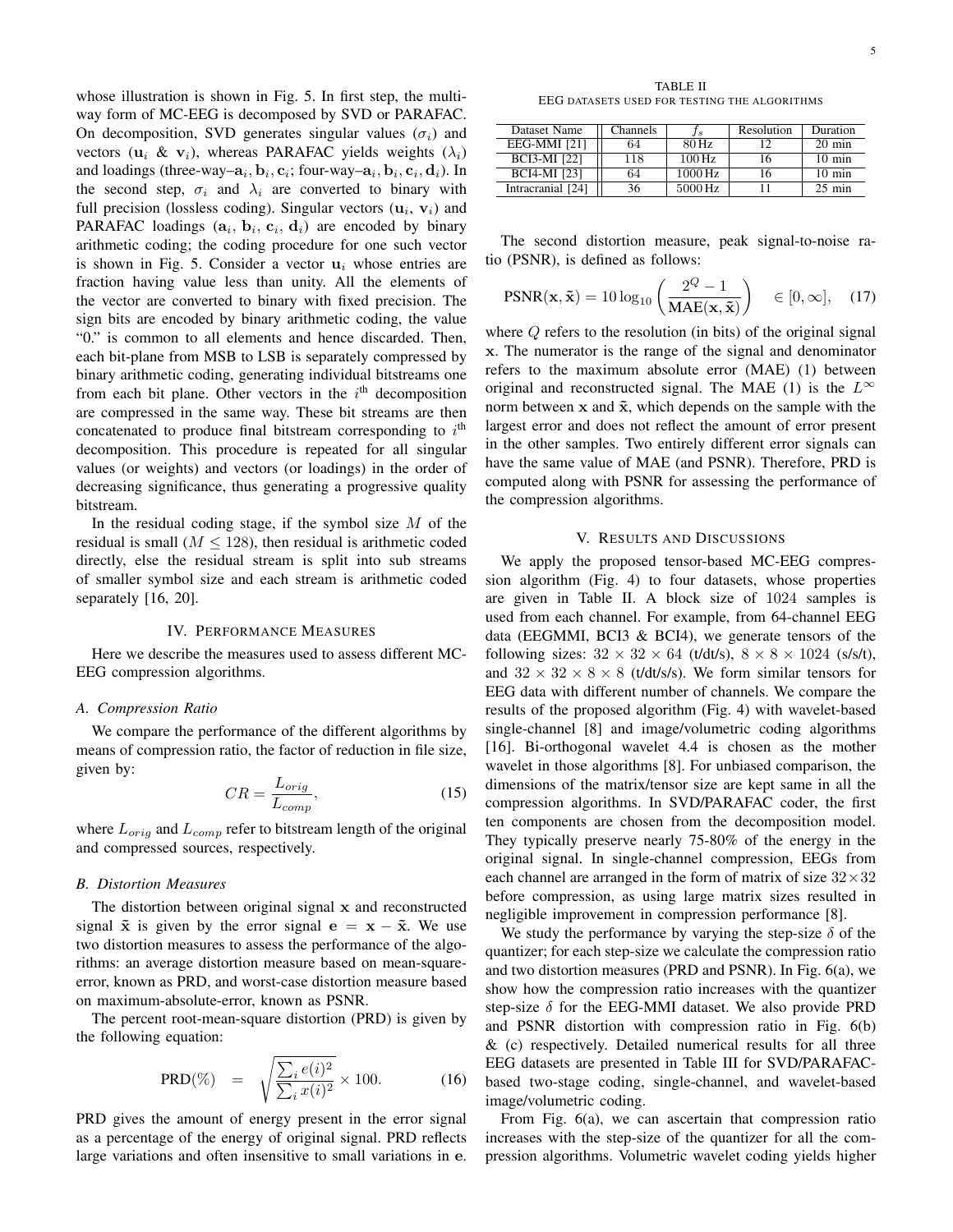whose illustration is shown in Fig. 5. In first step, the multi-way form of MC-EEG is decomposed by SVD or PARAFAC. On decomposition, SVD generates singular values ($\sigma_i$) and vectors ($\mathbf{u}_i$ & $\mathbf{v}_i$), whereas PARAFAC yields weights ($\lambda_i$) and loadings (three-way–$\mathbf{a}_i, \mathbf{b}_i, \mathbf{c}_i$; four-way–$\mathbf{a}_i, \mathbf{b}_i, \mathbf{c}_i, \mathbf{d}_i$). In the second step, $\sigma_i$ and $\lambda_i$ are converted to binary with full precision (lossless coding). Singular vectors ($\mathbf{u}_i$, $\mathbf{v}_i$) and PARAFAC loadings ($\mathbf{a}_i$, $\mathbf{b}_i$, $\mathbf{c}_i$, $\mathbf{d}_i$) are encoded by binary arithmetic coding; the coding procedure for one such vector is shown in Fig. 5. Consider a vector $\mathbf{u}_i$ whose entries are fraction having value less than unity. All the elements of the vector are converted to binary with fixed precision. The sign bits are encoded by binary arithmetic coding, the value "0." is common to all elements and hence discarded. Then, each bit-plane from MSB to LSB is separately compressed by binary arithmetic coding, generating individual bitstreams one from each bit plane. Other vectors in the $i^{\text{th}}$ decomposition are compressed in the same way. These bit streams are then concatenated to produce final bitstream corresponding to $i^{\text{th}}$ decomposition. This procedure is repeated for all singular values (or weights) and vectors (or loadings) in the order of decreasing significance, thus generating a progressive quality bitstream.

In the residual coding stage, if the symbol size $M$ of the residual is small ($M \leq 128$), then residual is arithmetic coded directly, else the residual stream is split into sub streams of smaller symbol size and each stream is arithmetic coded separately [16, 20].

## IV. Performance Measures

Here we describe the measures used to assess different MC-EEG compression algorithms.

### A. Compression Ratio

We compare the performance of the different algorithms by means of compression ratio, the factor of reduction in file size, given by:

$$CR = \frac{L_{orig}}{L_{comp}}, \tag{15}$$

where $L_{orig}$ and $L_{comp}$ refer to bitstream length of the original and compressed sources, respectively.

### B. Distortion Measures

The distortion between original signal $\mathbf{x}$ and reconstructed signal $\tilde{\mathbf{x}}$ is given by the error signal $\mathbf{e} = \mathbf{x} - \tilde{\mathbf{x}}$. We use two distortion measures to assess the performance of the algorithms: an average distortion measure based on mean-square-error, known as PRD, and worst-case distortion measure based on maximum-absolute-error, known as PSNR.

The percent root-mean-square distortion (PRD) is given by the following equation:

$$\text{PRD}(\%) \quad = \quad \sqrt{\frac{\sum_i e(i)^2}{\sum_i x(i)^2}} \times 100. \tag{16}$$

PRD gives the amount of energy present in the error signal as a percentage of the energy of original signal. PRD reflects large variations and often insensitive to small variations in $\mathbf{e}$.

TABLE II
EEG datasets used for testing the algorithms

| Dataset Name | Channels | $f_s$ | Resolution | Duration |
|---|---|---|---|---|
| EEG-MMI [21] | 64 | 80 Hz | 12 | 20 min |
| BCI3-MI [22] | 118 | 100 Hz | 16 | 10 min |
| BCI4-MI [23] | 64 | 1000 Hz | 16 | 10 min |
| Intracranial [24] | 36 | 5000 Hz | 11 | 25 min |

The second distortion measure, peak signal-to-noise ratio (PSNR), is defined as follows:

$$\text{PSNR}(\mathbf{x}, \tilde{\mathbf{x}}) = 10 \log_{10} \left( \frac{2^Q - 1}{\text{MAE}(\mathbf{x}, \tilde{\mathbf{x}})} \right) \quad \in [0, \infty], \tag{17}$$

where $Q$ refers to the resolution (in bits) of the original signal $\mathbf{x}$. The numerator is the range of the signal and denominator refers to the maximum absolute error (MAE) (1) between original and reconstructed signal. The MAE (1) is the $L^{\infty}$ norm between $\mathbf{x}$ and $\tilde{\mathbf{x}}$, which depends on the sample with the largest error and does not reflect the amount of error present in the other samples. Two entirely different error signals can have the same value of MAE (and PSNR). Therefore, PRD is computed along with PSNR for assessing the performance of the compression algorithms.

## V. Results and Discussions

We apply the proposed tensor-based MC-EEG compression algorithm (Fig. 4) to four datasets, whose properties are given in Table II. A block size of 1024 samples is used from each channel. For example, from 64-channel EEG data (EEGMMI, BCI3 & BCI4), we generate tensors of the following sizes: $32 \times 32 \times 64$ (t/dt/s), $8 \times 8 \times 1024$ (s/s/t), and $32 \times 32 \times 8 \times 8$ (t/dt/s/s). We form similar tensors for EEG data with different number of channels. We compare the results of the proposed algorithm (Fig. 4) with wavelet-based single-channel [8] and image/volumetric coding algorithms [16]. Bi-orthogonal wavelet 4.4 is chosen as the mother wavelet in those algorithms [8]. For unbiased comparison, the dimensions of the matrix/tensor size are kept same in all the compression algorithms. In SVD/PARAFAC coder, the first ten components are chosen from the decomposition model. They typically preserve nearly 75-80% of the energy in the original signal. In single-channel compression, EEGs from each channel are arranged in the form of matrix of size $32 \times 32$ before compression, as using large matrix sizes resulted in negligible improvement in compression performance [8].

We study the performance by varying the step-size $\delta$ of the quantizer; for each step-size we calculate the compression ratio and two distortion measures (PRD and PSNR). In Fig. 6(a), we show how the compression ratio increases with the quantizer step-size $\delta$ for the EEG-MMI dataset. We also provide PRD and PSNR distortion with compression ratio in Fig. 6(b) & (c) respectively. Detailed numerical results for all three EEG datasets are presented in Table III for SVD/PARAFAC-based two-stage coding, single-channel, and wavelet-based image/volumetric coding.

From Fig. 6(a), we can ascertain that compression ratio increases with the step-size of the quantizer for all the compression algorithms. Volumetric wavelet coding yields higher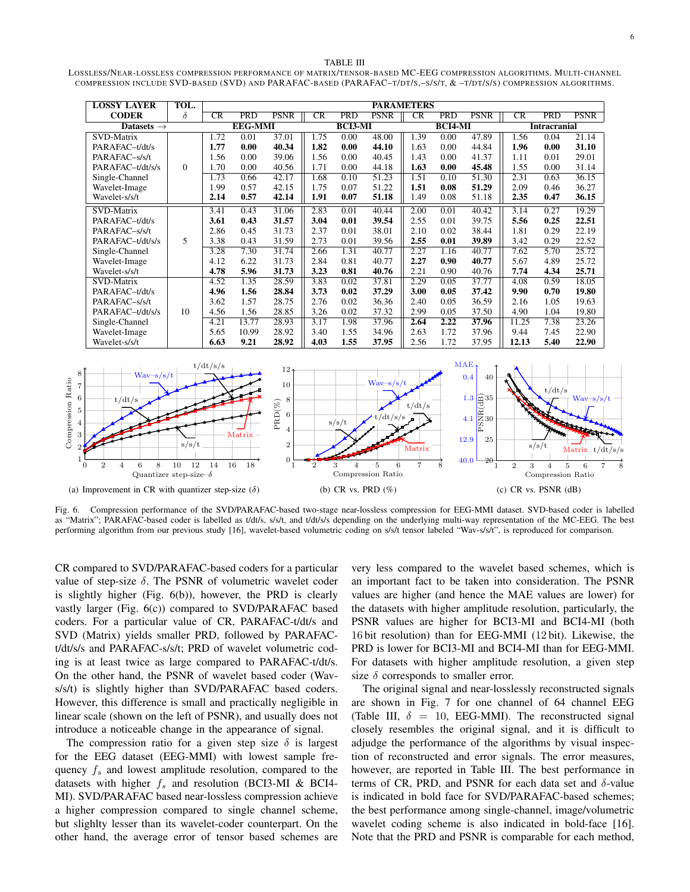TABLE III

LOSSLESS/NEAR-LOSSLESS COMPRESSION PERFORMANCE OF MATRIX/TENSOR-BASED MC-EEG COMPRESSION ALGORITHMS. MULTI-CHANNEL COMPRESSION INCLUDE SVD-BASED (SVD) AND PARAFAC-BASED (PARAFAC–T/DT/S,–S/S/T, & –T/DT/S/S) COMPRESSION ALGORITHMS.

| LOSSY LAYER CODER | TOL. $\delta$ | CR | PRD | PSNR | CR | PRD | PSNR | CR | PRD | PSNR | CR | PRD | PSNR |
|---|---|---|---|---|---|---|---|---|---|---|---|---|---|
| Datasets → | | EEG-MMI | | | BCI3-MI | | | BCI4-MI | | | Intracranial | | |
| SVD-Matrix | 0 | 1.72 | 0.01 | 37.01 | 1.75 | 0.00 | 48.00 | 1.39 | 0.00 | 47.89 | 1.56 | 0.04 | 21.14 |
| PARAFAC–t/dt/s | 0 | **1.77** | **0.00** | **40.34** | **1.82** | **0.00** | **44.10** | 1.63 | 0.00 | 44.84 | **1.96** | **0.00** | **31.10** |
| PARAFAC–s/s/t | 0 | 1.56 | 0.00 | 39.06 | 1.56 | 0.00 | 40.45 | 1.43 | 0.00 | 41.37 | 1.11 | 0.01 | 29.01 |
| PARAFAC–t/dt/s/s | 0 | 1.70 | 0.00 | 40.56 | 1.71 | 0.00 | 44.18 | **1.63** | **0.00** | **45.48** | 1.55 | 0.00 | 31.14 |
| Single-Channel | 0 | 1.73 | 0.66 | 42.17 | 1.68 | 0.10 | 51.23 | 1.51 | 0.10 | 51.30 | 2.31 | 0.63 | 36.15 |
| Wavelet-Image | 0 | 1.99 | 0.57 | 42.15 | 1.75 | 0.07 | 51.22 | **1.51** | **0.08** | **51.29** | 2.09 | 0.46 | 36.27 |
| Wavelet-s/s/t | 0 | **2.14** | **0.57** | **42.14** | **1.91** | **0.07** | **51.18** | 1.49 | 0.08 | 51.18 | **2.35** | **0.47** | **36.15** |
| SVD-Matrix | 5 | 3.41 | 0.43 | 31.06 | 2.83 | 0.01 | 40.44 | 2.00 | 0.01 | 40.42 | 3.14 | 0.27 | 19.29 |
| PARAFAC–t/dt/s | 5 | **3.61** | **0.43** | **31.57** | **3.04** | **0.01** | **39.54** | 2.55 | 0.01 | 39.75 | **5.56** | **0.25** | **22.51** |
| PARAFAC–s/s/t | 5 | 2.86 | 0.45 | 31.73 | 2.37 | 0.01 | 38.01 | 2.10 | 0.02 | 38.44 | 1.81 | 0.29 | 22.19 |
| PARAFAC–t/dt/s/s | 5 | 3.38 | 0.43 | 31.59 | 2.73 | 0.01 | 39.56 | **2.55** | **0.01** | **39.89** | 3.42 | 0.29 | 22.52 |
| Single-Channel | 5 | 3.28 | 7.30 | 31.74 | 2.66 | 1.31 | 40.77 | 2.27 | 1.16 | 40.77 | 7.62 | 5.70 | 25.72 |
| Wavelet-Image | 5 | 4.12 | 6.22 | 31.73 | 2.84 | 0.81 | 40.77 | **2.27** | **0.90** | **40.77** | 5.67 | 4.89 | 25.72 |
| Wavelet-s/s/t | 5 | **4.78** | **5.96** | **31.73** | **3.23** | **0.81** | **40.76** | 2.21 | 0.90 | 40.76 | **7.74** | **4.34** | **25.71** |
| SVD-Matrix | 10 | 4.52 | 1.35 | 28.59 | 3.83 | 0.02 | 37.81 | 2.29 | 0.05 | 37.77 | 4.08 | 0.59 | 18.05 |
| PARAFAC–t/dt/s | 10 | **4.96** | **1.56** | **28.84** | **3.73** | **0.02** | **37.29** | **3.00** | **0.05** | **37.42** | **9.90** | **0.70** | **19.80** |
| PARAFAC–s/s/t | 10 | 3.62 | 1.57 | 28.75 | 2.76 | 0.02 | 36.36 | 2.40 | 0.05 | 36.59 | 2.16 | 1.05 | 19.63 |
| PARAFAC–t/dt/s/s | 10 | 4.56 | 1.56 | 28.85 | 3.26 | 0.02 | 37.32 | 2.99 | 0.05 | 37.50 | 4.90 | 1.04 | 19.80 |
| Single-Channel | 10 | 4.21 | 13.77 | 28.93 | 3.17 | 1.98 | 37.96 | **2.64** | **2.22** | **37.96** | 11.25 | 7.38 | 23.26 |
| Wavelet-Image | 10 | 5.65 | 10.99 | 28.92 | 3.40 | 1.55 | 34.96 | 2.63 | 1.72 | 37.96 | 9.44 | 7.45 | 22.90 |
| Wavelet-s/s/t | 10 | **6.63** | **9.21** | **28.92** | **4.03** | **1.55** | **37.95** | 2.56 | 1.72 | 37.95 | **12.13** | **5.40** | **22.90** |

(a) Improvement in CR with quantizer step-size ($\delta$) (b) CR vs. PRD (%) (c) CR vs. PSNR (dB)

Fig. 6. Compression performance of the SVD/PARAFAC-based two-stage near-lossless compression for EEG-MMI dataset. SVD-based coder is labelled as "Matrix"; PARAFAC-based coder is labelled as t/dt/s, s/s/t, and t/dt/s/s depending on the underlying multi-way representation of the MC-EEG. The best performing algorithm from our previous study [16], wavelet-based volumetric coding on s/s/t tensor labeled "Wav-s/s/t", is reproduced for comparison.

CR compared to SVD/PARAFAC-based coders for a particular value of step-size $\delta$. The PSNR of volumetric wavelet coder is slightly higher (Fig. 6(b)), however, the PRD is clearly vastly larger (Fig. 6(c)) compared to SVD/PARAFAC based coders. For a particular value of CR, PARAFAC-t/dt/s and SVD (Matrix) yields smaller PRD, followed by PARAFAC-t/dt/s/s and PARAFAC-s/s/t; PRD of wavelet volumetric coding is at least twice as large compared to PARAFAC-t/dt/s. On the other hand, the PSNR of wavelet based coder (Wav-s/s/t) is slightly higher than SVD/PARAFAC based coders. However, this difference is small and practically negligible in linear scale (shown on the left of PSNR), and usually does not introduce a noticeable change in the appearance of signal.

The compression ratio for a given step size $\delta$ is largest for the EEG dataset (EEG-MMI) with lowest sample frequency $f_s$ and lowest amplitude resolution, compared to the datasets with higher $f_s$ and resolution (BCI3-MI & BCI4-MI). SVD/PARAFAC based near-lossless compression achieve a higher compression compared to single channel scheme, but slighlty lesser than its wavelet-coder counterpart. On the other hand, the average error of tensor based schemes are very less compared to the wavelet based schemes, which is an important fact to be taken into consideration. The PSNR values are higher (and hence the MAE values are lower) for the datasets with higher amplitude resolution, particularly, the PSNR values are higher for BCI3-MI and BCI4-MI (both 16 bit resolution) than for EEG-MMI (12 bit). Likewise, the PRD is lower for BCI3-MI and BCI4-MI than for EEG-MMI. For datasets with higher amplitude resolution, a given step size $\delta$ corresponds to smaller error.

The original signal and near-losslessly reconstructed signals are shown in Fig. 7 for one channel of 64 channel EEG (Table III, $\delta = 10$, EEG-MMI). The reconstructed signal closely resembles the original signal, and it is difficult to adjudge the performance of the algorithms by visual inspection of reconstructed and error signals. The error measures, however, are reported in Table III. The best performance in terms of CR, PRD, and PSNR for each data set and $\delta$-value is indicated in bold face for SVD/PARAFAC-based schemes; the best performance among single-channel, image/volumetric wavelet coding scheme is also indicated in bold-face [16]. Note that the PRD and PSNR is comparable for each method,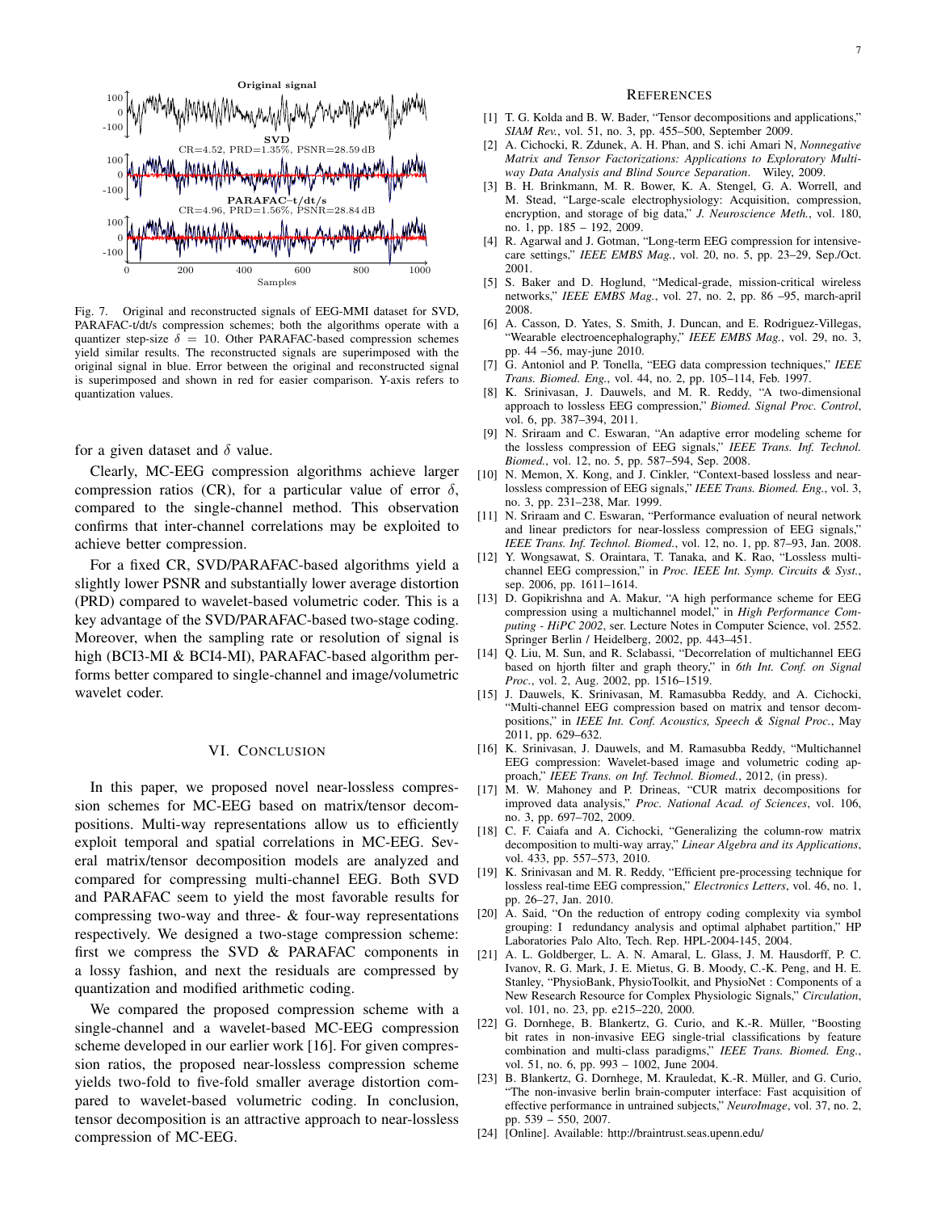Original signal

100
0
-100

SVD
CR=4.52, PRD=1.35%, PSNR=28.59 dB

100
0
-100

PARAFAC–t/dt/s
CR=4.96, PRD=1.56%, PSNR=28.84 dB

100
0
-100

0 200 400 600 800 1000
Samples

Fig. 7. Original and reconstructed signals of EEG-MMI dataset for SVD, PARAFAC-t/dt/s compression schemes; both the algorithms operate with a quantizer step-size $\delta = 10$. Other PARAFAC-based compression schemes yield similar results. The reconstructed signals are superimposed with the original signal in blue. Error between the original and reconstructed signal is superimposed and shown in red for easier comparison. Y-axis refers to quantization values.

for a given dataset and $\delta$ value.

Clearly, MC-EEG compression algorithms achieve larger compression ratios (CR), for a particular value of error $\delta$, compared to the single-channel method. This observation confirms that inter-channel correlations may be exploited to achieve better compression.

For a fixed CR, SVD/PARAFAC-based algorithms yield a slightly lower PSNR and substantially lower average distortion (PRD) compared to wavelet-based volumetric coder. This is a key advantage of the SVD/PARAFAC-based two-stage coding. Moreover, when the sampling rate or resolution of signal is high (BCI3-MI & BCI4-MI), PARAFAC-based algorithm performs better compared to single-channel and image/volumetric wavelet coder.

## VI. Conclusion

In this paper, we proposed novel near-lossless compression schemes for MC-EEG based on matrix/tensor decompositions. Multi-way representations allow us to efficiently exploit temporal and spatial correlations in MC-EEG. Several matrix/tensor decomposition models are analyzed and compared for compressing multi-channel EEG. Both SVD and PARAFAC seem to yield the most favorable results for compressing two-way and three- & four-way representations respectively. We designed a two-stage compression scheme: first we compress the SVD & PARAFAC components in a lossy fashion, and next the residuals are compressed by quantization and modified arithmetic coding.

We compared the proposed compression scheme with a single-channel and a wavelet-based MC-EEG compression scheme developed in our earlier work [16]. For given compression ratios, the proposed near-lossless compression scheme yields two-fold to five-fold smaller average distortion compared to wavelet-based volumetric coding. In conclusion, tensor decomposition is an attractive approach to near-lossless compression of MC-EEG.

## References

[1] T. G. Kolda and B. W. Bader, "Tensor decompositions and applications," *SIAM Rev.*, vol. 51, no. 3, pp. 455–500, September 2009.

[2] A. Cichocki, R. Zdunek, A. H. Phan, and S. ichi Amari N, *Nonnegative Matrix and Tensor Factorizations: Applications to Exploratory Multi-way Data Analysis and Blind Source Separation*. Wiley, 2009.

[3] B. H. Brinkmann, M. R. Bower, K. A. Stengel, G. A. Worrell, and M. Stead, "Large-scale electrophysiology: Acquisition, compression, encryption, and storage of big data," *J. Neuroscience Meth.*, vol. 180, no. 1, pp. 185 – 192, 2009.

[4] R. Agarwal and J. Gotman, "Long-term EEG compression for intensive-care settings," *IEEE EMBS Mag.*, vol. 20, no. 5, pp. 23–29, Sep./Oct. 2001.

[5] S. Baker and D. Hoglund, "Medical-grade, mission-critical wireless networks," *IEEE EMBS Mag.*, vol. 27, no. 2, pp. 86 –95, march-april 2008.

[6] A. Casson, D. Yates, S. Smith, J. Duncan, and E. Rodriguez-Villegas, "Wearable electroencephalography," *IEEE EMBS Mag.*, vol. 29, no. 3, pp. 44 –56, may-june 2010.

[7] G. Antoniol and P. Tonella, "EEG data compression techniques," *IEEE Trans. Biomed. Eng.*, vol. 44, no. 2, pp. 105–114, Feb. 1997.

[8] K. Srinivasan, J. Dauwels, and M. R. Reddy, "A two-dimensional approach to lossless EEG compression," *Biomed. Signal Proc. Control*, vol. 6, pp. 387–394, 2011.

[9] N. Sriraam and C. Eswaran, "An adaptive error modeling scheme for the lossless compression of EEG signals," *IEEE Trans. Inf. Technol. Biomed.*, vol. 12, no. 5, pp. 587–594, Sep. 2008.

[10] N. Memon, X. Kong, and J. Cinkler, "Context-based lossless and near-lossless compression of EEG signals," *IEEE Trans. Biomed. Eng.*, vol. 3, no. 3, pp. 231–238, Mar. 1999.

[11] N. Sriraam and C. Eswaran, "Performance evaluation of neural network and linear predictors for near-lossless compression of EEG signals," *IEEE Trans. Inf. Technol. Biomed.*, vol. 12, no. 1, pp. 87–93, Jan. 2008.

[12] Y. Wongsawat, S. Oraintara, T. Tanaka, and K. Rao, "Lossless multi-channel EEG compression," in *Proc. IEEE Int. Symp. Circuits & Syst.*, sep. 2006, pp. 1611–1614.

[13] D. Gopikrishna and A. Makur, "A high performance scheme for EEG compression using a multichannel model," in *High Performance Computing - HiPC 2002*, ser. Lecture Notes in Computer Science, vol. 2552. Springer Berlin / Heidelberg, 2002, pp. 443–451.

[14] Q. Liu, M. Sun, and R. Sclabassi, "Decorrelation of multichannel EEG based on hjorth filter and graph theory," in *6th Int. Conf. on Signal Proc.*, vol. 2, Aug. 2002, pp. 1516–1519.

[15] J. Dauwels, K. Srinivasan, M. Ramasubba Reddy, and A. Cichocki, "Multi-channel EEG compression based on matrix and tensor decompositions," in *IEEE Int. Conf. Acoustics, Speech & Signal Proc.*, May 2011, pp. 629–632.

[16] K. Srinivasan, J. Dauwels, and M. Ramasubba Reddy, "Multichannel EEG compression: Wavelet-based image and volumetric coding approach," *IEEE Trans. on Inf. Technol. Biomed.*, 2012, (in press).

[17] M. W. Mahoney and P. Drineas, "CUR matrix decompositions for improved data analysis," *Proc. National Acad. of Sciences*, vol. 106, no. 3, pp. 697–702, 2009.

[18] C. F. Caiafa and A. Cichocki, "Generalizing the column-row matrix decomposition to multi-way array," *Linear Algebra and its Applications*, vol. 433, pp. 557–573, 2010.

[19] K. Srinivasan and M. R. Reddy, "Efficient pre-processing technique for lossless real-time EEG compression," *Electronics Letters*, vol. 46, no. 1, pp. 26–27, Jan. 2010.

[20] A. Said, "On the reduction of entropy coding complexity via symbol grouping: I redundancy analysis and optimal alphabet partition," HP Laboratories Palo Alto, Tech. Rep. HPL-2004-145, 2004.

[21] A. L. Goldberger, L. A. N. Amaral, L. Glass, J. M. Hausdorff, P. C. Ivanov, R. G. Mark, J. E. Mietus, G. B. Moody, C.-K. Peng, and H. E. Stanley, "PhysioBank, PhysioToolkit, and PhysioNet : Components of a New Research Resource for Complex Physiologic Signals," *Circulation*, vol. 101, no. 23, pp. e215–220, 2000.

[22] G. Dornhege, B. Blankertz, G. Curio, and K.-R. Müller, "Boosting bit rates in non-invasive EEG single-trial classifications by feature combination and multi-class paradigms," *IEEE Trans. Biomed. Eng.*, vol. 51, no. 6, pp. 993 – 1002, June 2004.

[23] B. Blankertz, G. Dornhege, M. Krauledat, K.-R. Müller, and G. Curio, "The non-invasive berlin brain-computer interface: Fast acquisition of effective performance in untrained subjects," *NeuroImage*, vol. 37, no. 2, pp. 539 – 550, 2007.

[24] [Online]. Available: http://braintrust.seas.upenn.edu/